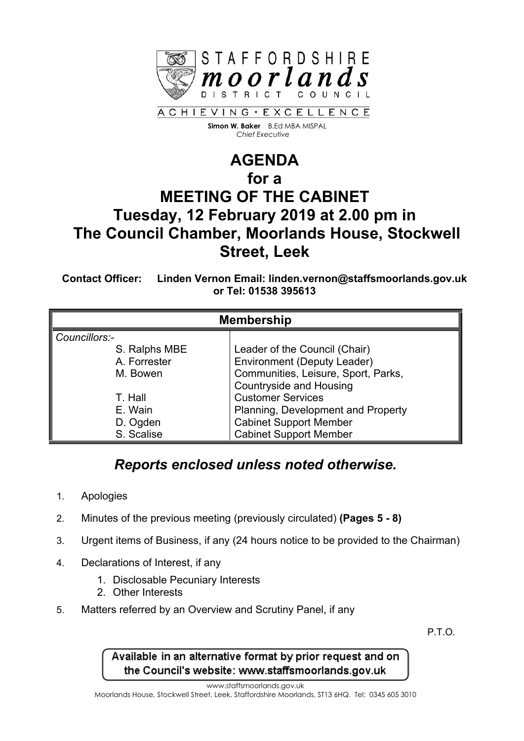STAFFORDSHIRE **moorlands** DISTRICT COUNCIL

ACHIEVING • EXCELLENCE

**Simon W. Baker** B.Ed MBA MISPAL
*Chief Executive*

# AGENDA
# for a
# MEETING OF THE CABINET
# Tuesday, 12 February 2019 at 2.00 pm in
# The Council Chamber, Moorlands House, Stockwell Street, Leek

**Contact Officer: Linden Vernon Email: linden.vernon@staffsmoorlands.gov.uk or Tel: 01538 395613**

| **Membership** | |
|---|---|
| *Councillors:-* | |
| S. Ralphs MBE | Leader of the Council (Chair) |
| A. Forrester | Environment (Deputy Leader) |
| M. Bowen | Communities, Leisure, Sport, Parks, Countryside and Housing |
| T. Hall | Customer Services |
| E. Wain | Planning, Development and Property |
| D. Ogden | Cabinet Support Member |
| S. Scalise | Cabinet Support Member |

## *Reports enclosed unless noted otherwise.*

1. Apologies
2. Minutes of the previous meeting (previously circulated) **(Pages 5 - 8)**
3. Urgent items of Business, if any (24 hours notice to be provided to the Chairman)
4. Declarations of Interest, if any
    1. Disclosable Pecuniary Interests
    2. Other Interests
5. Matters referred by an Overview and Scrutiny Panel, if any

P.T.O.

Available in an alternative format by prior request and on the Council's website: www.staffsmoorlands.gov.uk

www.staffsmoorlands.gov.uk
Moorlands House, Stockwell Street, Leek, Staffordshire Moorlands, ST13 6HQ. Tel: 0345 605 3010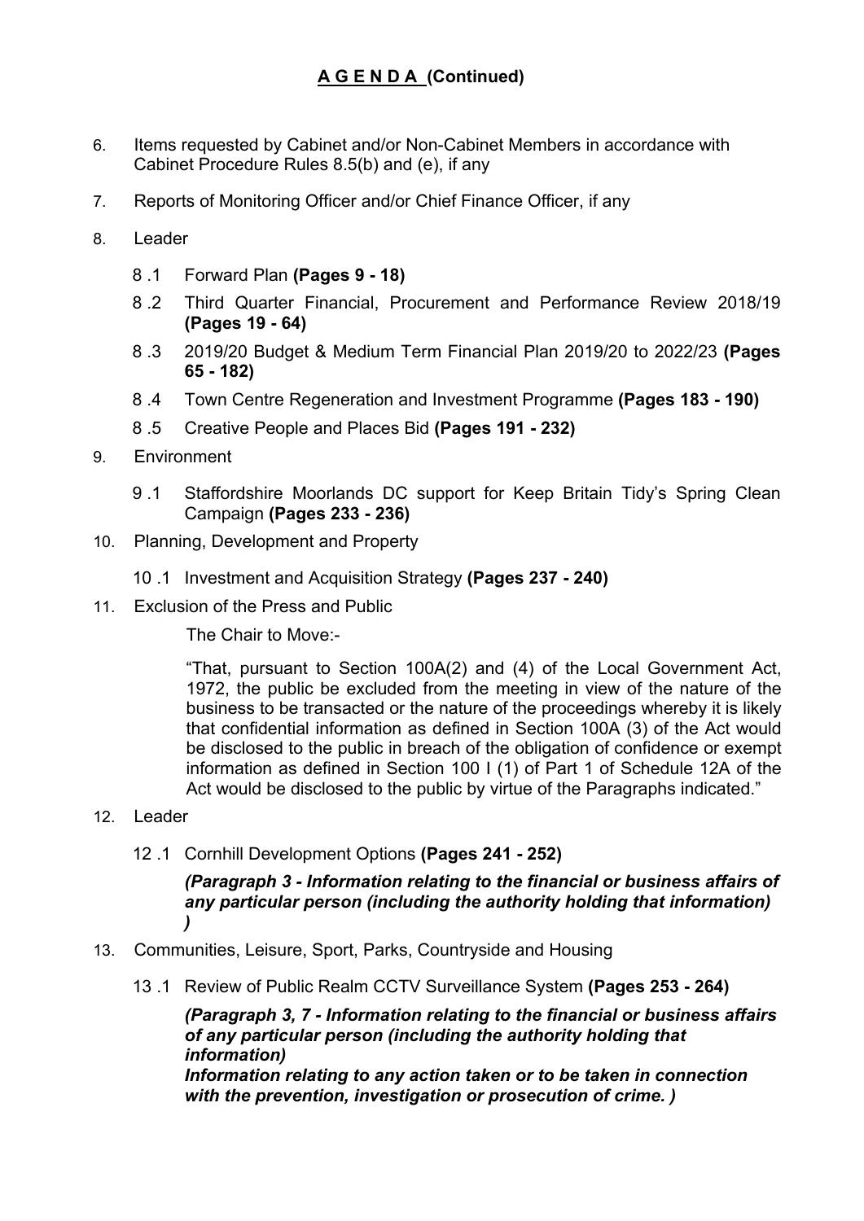## A G E N D A (Continued)

6. Items requested by Cabinet and/or Non-Cabinet Members in accordance with Cabinet Procedure Rules 8.5(b) and (e), if any

7. Reports of Monitoring Officer and/or Chief Finance Officer, if any

8. Leader

   8 .1 Forward Plan **(Pages 9 - 18)**

   8 .2 Third Quarter Financial, Procurement and Performance Review 2018/19 **(Pages 19 - 64)**

   8 .3 2019/20 Budget & Medium Term Financial Plan 2019/20 to 2022/23 **(Pages 65 - 182)**

   8 .4 Town Centre Regeneration and Investment Programme **(Pages 183 - 190)**

   8 .5 Creative People and Places Bid **(Pages 191 - 232)**

9. Environment

   9 .1 Staffordshire Moorlands DC support for Keep Britain Tidy's Spring Clean Campaign **(Pages 233 - 236)**

10. Planning, Development and Property

   10 .1 Investment and Acquisition Strategy **(Pages 237 - 240)**

11. Exclusion of the Press and Public

   The Chair to Move:-

   "That, pursuant to Section 100A(2) and (4) of the Local Government Act, 1972, the public be excluded from the meeting in view of the nature of the business to be transacted or the nature of the proceedings whereby it is likely that confidential information as defined in Section 100A (3) of the Act would be disclosed to the public in breach of the obligation of confidence or exempt information as defined in Section 100 I (1) of Part 1 of Schedule 12A of the Act would be disclosed to the public by virtue of the Paragraphs indicated."

12. Leader

   12 .1 Cornhill Development Options **(Pages 241 - 252)**

   ***(Paragraph 3 - Information relating to the financial or business affairs of any particular person (including the authority holding that information) )***

13. Communities, Leisure, Sport, Parks, Countryside and Housing

   13 .1 Review of Public Realm CCTV Surveillance System **(Pages 253 - 264)**

   ***(Paragraph 3, 7 - Information relating to the financial or business affairs of any particular person (including the authority holding that information)***
   ***Information relating to any action taken or to be taken in connection with the prevention, investigation or prosecution of crime. )***